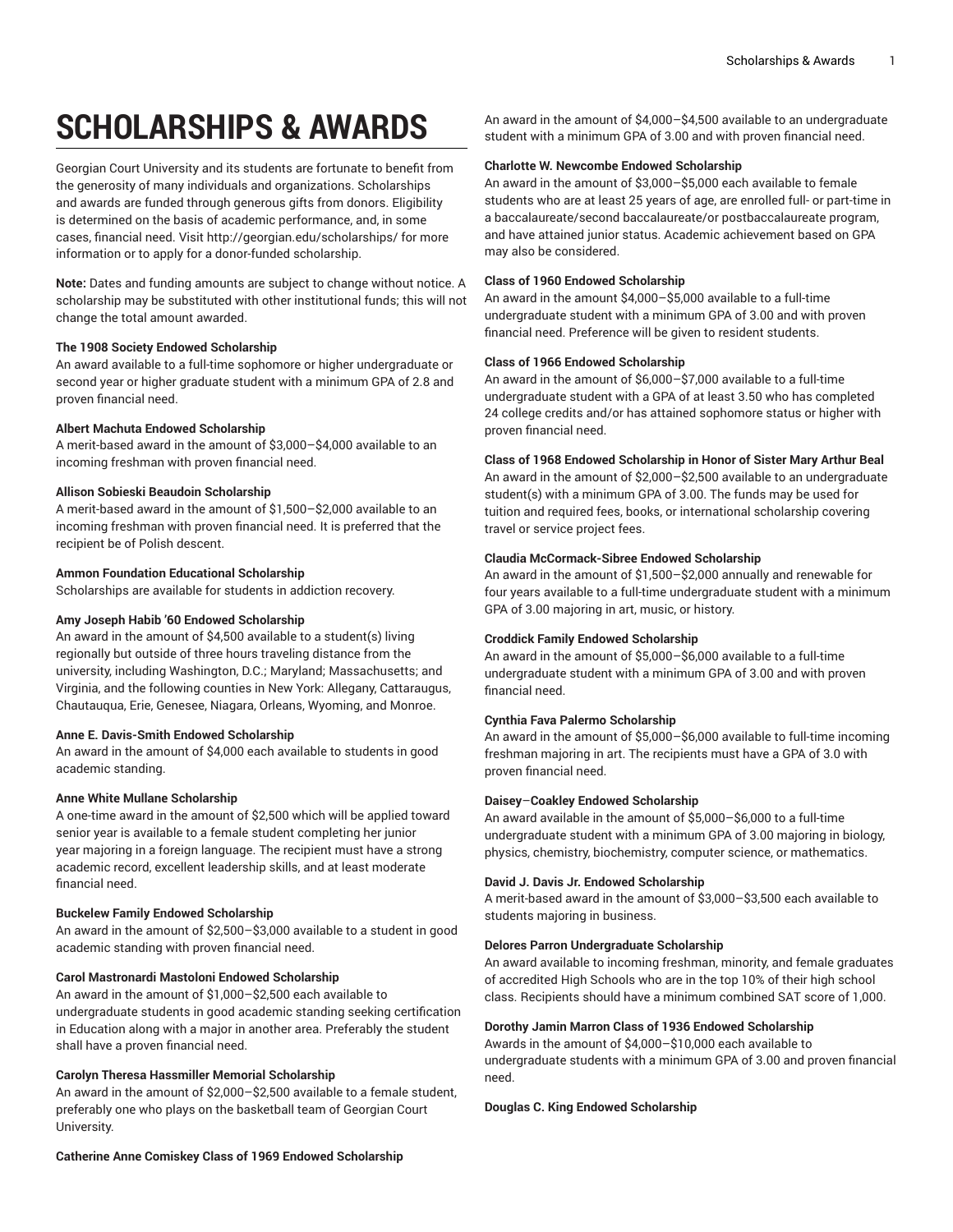# SCHOLARSHIPS & AWARDS

Georgian Court University and its students are fortunate to benefit from the generosity of many individuals and organizations. Scholarships and awards are funded through generous gifts from donors. Eligibility is determined on the basis of academic performance, and, in some cases, financial need. Visit http://georgian.edu/scholarships/ for more information or to apply for a donor-funded scholarship.

**Note:** Dates and funding amounts are subject to change without notice. A scholarship may be substituted with other institutional funds; this will not change the total amount awarded.

**The 1908 Society Endowed Scholarship**
An award available to a full-time sophomore or higher undergraduate or second year or higher graduate student with a minimum GPA of 2.8 and proven financial need.

**Albert Machuta Endowed Scholarship**
A merit-based award in the amount of $3,000–$4,000 available to an incoming freshman with proven financial need.

**Allison Sobieski Beaudoin Scholarship**
A merit-based award in the amount of $1,500–$2,000 available to an incoming freshman with proven financial need. It is preferred that the recipient be of Polish descent.

**Ammon Foundation Educational Scholarship**
Scholarships are available for students in addiction recovery.

**Amy Joseph Habib '60 Endowed Scholarship**
An award in the amount of $4,500 available to a student(s) living regionally but outside of three hours traveling distance from the university, including Washington, D.C.; Maryland; Massachusetts; and Virginia, and the following counties in New York: Allegany, Cattaraugus, Chautauqua, Erie, Genesee, Niagara, Orleans, Wyoming, and Monroe.

**Anne E. Davis-Smith Endowed Scholarship**
An award in the amount of $4,000 each available to students in good academic standing.

**Anne White Mullane Scholarship**
A one-time award in the amount of $2,500 which will be applied toward senior year is available to a female student completing her junior year majoring in a foreign language. The recipient must have a strong academic record, excellent leadership skills, and at least moderate financial need.

**Buckelew Family Endowed Scholarship**
An award in the amount of $2,500–$3,000 available to a student in good academic standing with proven financial need.

**Carol Mastronardi Mastoloni Endowed Scholarship**
An award in the amount of $1,000–$2,500 each available to undergraduate students in good academic standing seeking certification in Education along with a major in another area. Preferably the student shall have a proven financial need.

**Carolyn Theresa Hassmiller Memorial Scholarship**
An award in the amount of $2,000–$2,500 available to a female student, preferably one who plays on the basketball team of Georgian Court University.

**Catherine Anne Comiskey Class of 1969 Endowed Scholarship**
An award in the amount of $4,000–$4,500 available to an undergraduate student with a minimum GPA of 3.00 and with proven financial need.

**Charlotte W. Newcombe Endowed Scholarship**
An award in the amount of $3,000–$5,000 each available to female students who are at least 25 years of age, are enrolled full- or part-time in a baccalaureate/second baccalaureate/or postbaccalaureate program, and have attained junior status. Academic achievement based on GPA may also be considered.

**Class of 1960 Endowed Scholarship**
An award in the amount $4,000–$5,000 available to a full-time undergraduate student with a minimum GPA of 3.00 and with proven financial need. Preference will be given to resident students.

**Class of 1966 Endowed Scholarship**
An award in the amount of $6,000–$7,000 available to a full-time undergraduate student with a GPA of at least 3.50 who has completed 24 college credits and/or has attained sophomore status or higher with proven financial need.

**Class of 1968 Endowed Scholarship in Honor of Sister Mary Arthur Beal**
An award in the amount of $2,000–$2,500 available to an undergraduate student(s) with a minimum GPA of 3.00. The funds may be used for tuition and required fees, books, or international scholarship covering travel or service project fees.

**Claudia McCormack-Sibree Endowed Scholarship**
An award in the amount of $1,500–$2,000 annually and renewable for four years available to a full-time undergraduate student with a minimum GPA of 3.00 majoring in art, music, or history.

**Croddick Family Endowed Scholarship**
An award in the amount of $5,000–$6,000 available to a full-time undergraduate student with a minimum GPA of 3.00 and with proven financial need.

**Cynthia Fava Palermo Scholarship**
An award in the amount of $5,000–$6,000 available to full-time incoming freshman majoring in art. The recipients must have a GPA of 3.0 with proven financial need.

**Daisey–Coakley Endowed Scholarship**
An award available in the amount of $5,000–$6,000 to a full-time undergraduate student with a minimum GPA of 3.00 majoring in biology, physics, chemistry, biochemistry, computer science, or mathematics.

**David J. Davis Jr. Endowed Scholarship**
A merit-based award in the amount of $3,000–$3,500 each available to students majoring in business.

**Delores Parron Undergraduate Scholarship**
An award available to incoming freshman, minority, and female graduates of accredited High Schools who are in the top 10% of their high school class. Recipients should have a minimum combined SAT score of 1,000.

**Dorothy Jamin Marron Class of 1936 Endowed Scholarship**
Awards in the amount of $4,000–$10,000 each available to undergraduate students with a minimum GPA of 3.00 and proven financial need.

**Douglas C. King Endowed Scholarship**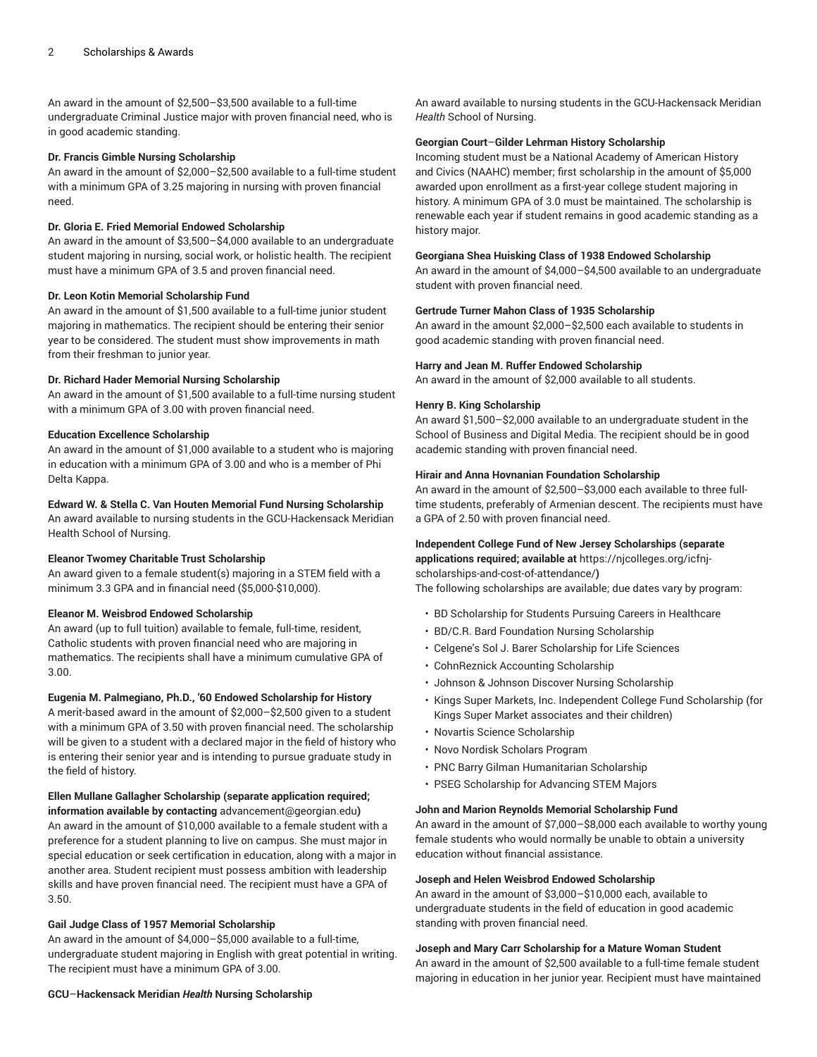An award in the amount of $2,500–$3,500 available to a full-time undergraduate Criminal Justice major with proven financial need, who is in good academic standing.

**Dr. Francis Gimble Nursing Scholarship**
An award in the amount of $2,000–$2,500 available to a full-time student with a minimum GPA of 3.25 majoring in nursing with proven financial need.

**Dr. Gloria E. Fried Memorial Endowed Scholarship**
An award in the amount of $3,500–$4,000 available to an undergraduate student majoring in nursing, social work, or holistic health. The recipient must have a minimum GPA of 3.5 and proven financial need.

**Dr. Leon Kotin Memorial Scholarship Fund**
An award in the amount of $1,500 available to a full-time junior student majoring in mathematics. The recipient should be entering their senior year to be considered. The student must show improvements in math from their freshman to junior year.

**Dr. Richard Hader Memorial Nursing Scholarship**
An award in the amount of $1,500 available to a full-time nursing student with a minimum GPA of 3.00 with proven financial need.

**Education Excellence Scholarship**
An award in the amount of $1,000 available to a student who is majoring in education with a minimum GPA of 3.00 and who is a member of Phi Delta Kappa.

**Edward W. & Stella C. Van Houten Memorial Fund Nursing Scholarship**
An award available to nursing students in the GCU-Hackensack Meridian Health School of Nursing.

**Eleanor Twomey Charitable Trust Scholarship**
An award given to a female student(s) majoring in a STEM field with a minimum 3.3 GPA and in financial need ($5,000-$10,000).

**Eleanor M. Weisbrod Endowed Scholarship**
An award (up to full tuition) available to female, full-time, resident, Catholic students with proven financial need who are majoring in mathematics. The recipients shall have a minimum cumulative GPA of 3.00.

**Eugenia M. Palmegiano, Ph.D., '60 Endowed Scholarship for History**
A merit-based award in the amount of $2,000–$2,500 given to a student with a minimum GPA of 3.50 with proven financial need. The scholarship will be given to a student with a declared major in the field of history who is entering their senior year and is intending to pursue graduate study in the field of history.

**Ellen Mullane Gallagher Scholarship (separate application required; information available by contacting** advancement@georgian.edu**)**
An award in the amount of $10,000 available to a female student with a preference for a student planning to live on campus. She must major in special education or seek certification in education, along with a major in another area. Student recipient must possess ambition with leadership skills and have proven financial need. The recipient must have a GPA of 3.50.

**Gail Judge Class of 1957 Memorial Scholarship**
An award in the amount of $4,000–$5,000 available to a full-time, undergraduate student majoring in English with great potential in writing. The recipient must have a minimum GPA of 3.00.

**GCU–Hackensack Meridian *Health* Nursing Scholarship**
An award available to nursing students in the GCU-Hackensack Meridian *Health* School of Nursing.

**Georgian Court–Gilder Lehrman History Scholarship**
Incoming student must be a National Academy of American History and Civics (NAAHC) member; first scholarship in the amount of $5,000 awarded upon enrollment as a first-year college student majoring in history. A minimum GPA of 3.0 must be maintained. The scholarship is renewable each year if student remains in good academic standing as a history major.

**Georgiana Shea Huisking Class of 1938 Endowed Scholarship**
An award in the amount of $4,000–$4,500 available to an undergraduate student with proven financial need.

**Gertrude Turner Mahon Class of 1935 Scholarship**
An award in the amount $2,000–$2,500 each available to students in good academic standing with proven financial need.

**Harry and Jean M. Ruffer Endowed Scholarship**
An award in the amount of $2,000 available to all students.

**Henry B. King Scholarship**
An award $1,500–$2,000 available to an undergraduate student in the School of Business and Digital Media. The recipient should be in good academic standing with proven financial need.

**Hirair and Anna Hovnanian Foundation Scholarship**
An award in the amount of $2,500–$3,000 each available to three full-time students, preferably of Armenian descent. The recipients must have a GPA of 2.50 with proven financial need.

**Independent College Fund of New Jersey Scholarships (separate applications required; available at** https://njcolleges.org/icfnj-scholarships-and-cost-of-attendance/**)**
The following scholarships are available; due dates vary by program:

- BD Scholarship for Students Pursuing Careers in Healthcare
- BD/C.R. Bard Foundation Nursing Scholarship
- Celgene's Sol J. Barer Scholarship for Life Sciences
- CohnReznick Accounting Scholarship
- Johnson & Johnson Discover Nursing Scholarship
- Kings Super Markets, Inc. Independent College Fund Scholarship (for Kings Super Market associates and their children)
- Novartis Science Scholarship
- Novo Nordisk Scholars Program
- PNC Barry Gilman Humanitarian Scholarship
- PSEG Scholarship for Advancing STEM Majors

**John and Marion Reynolds Memorial Scholarship Fund**
An award in the amount of $7,000–$8,000 each available to worthy young female students who would normally be unable to obtain a university education without financial assistance.

**Joseph and Helen Weisbrod Endowed Scholarship**
An award in the amount of $3,000–$10,000 each, available to undergraduate students in the field of education in good academic standing with proven financial need.

**Joseph and Mary Carr Scholarship for a Mature Woman Student**
An award in the amount of $2,500 available to a full-time female student majoring in education in her junior year. Recipient must have maintained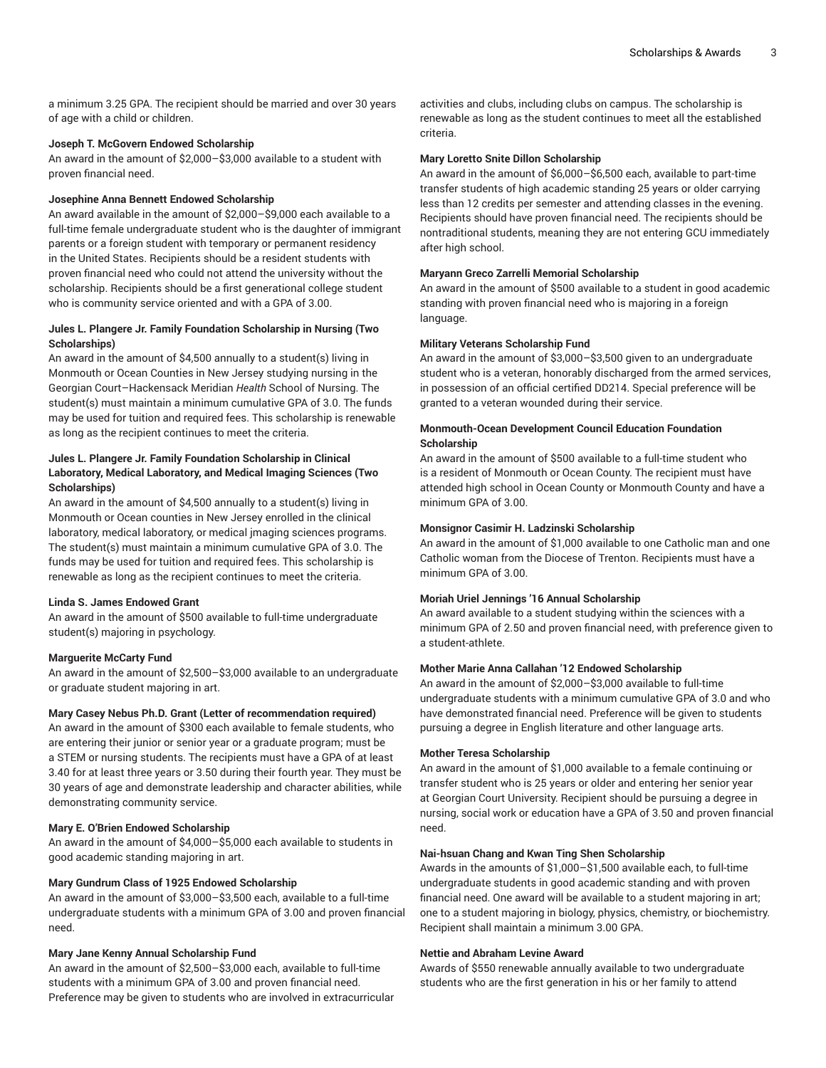a minimum 3.25 GPA. The recipient should be married and over 30 years of age with a child or children.

**Joseph T. McGovern Endowed Scholarship**
An award in the amount of $2,000–$3,000 available to a student with proven financial need.

**Josephine Anna Bennett Endowed Scholarship**
An award available in the amount of $2,000–$9,000 each available to a full-time female undergraduate student who is the daughter of immigrant parents or a foreign student with temporary or permanent residency in the United States. Recipients should be a resident students with proven financial need who could not attend the university without the scholarship. Recipients should be a first generational college student who is community service oriented and with a GPA of 3.00.

**Jules L. Plangere Jr. Family Foundation Scholarship in Nursing (Two Scholarships)**
An award in the amount of $4,500 annually to a student(s) living in Monmouth or Ocean Counties in New Jersey studying nursing in the Georgian Court–Hackensack Meridian *Health* School of Nursing. The student(s) must maintain a minimum cumulative GPA of 3.0. The funds may be used for tuition and required fees. This scholarship is renewable as long as the recipient continues to meet the criteria.

**Jules L. Plangere Jr. Family Foundation Scholarship in Clinical Laboratory, Medical Laboratory, and Medical Imaging Sciences (Two Scholarships)**
An award in the amount of $4,500 annually to a student(s) living in Monmouth or Ocean counties in New Jersey enrolled in the clinical laboratory, medical laboratory, or medical jmaging sciences programs. The student(s) must maintain a minimum cumulative GPA of 3.0. The funds may be used for tuition and required fees. This scholarship is renewable as long as the recipient continues to meet the criteria.

**Linda S. James Endowed Grant**
An award in the amount of $500 available to full-time undergraduate student(s) majoring in psychology.

**Marguerite McCarty Fund**
An award in the amount of $2,500–$3,000 available to an undergraduate or graduate student majoring in art.

**Mary Casey Nebus Ph.D. Grant (Letter of recommendation required)**
An award in the amount of $300 each available to female students, who are entering their junior or senior year or a graduate program; must be a STEM or nursing students. The recipients must have a GPA of at least 3.40 for at least three years or 3.50 during their fourth year. They must be 30 years of age and demonstrate leadership and character abilities, while demonstrating community service.

**Mary E. O'Brien Endowed Scholarship**
An award in the amount of $4,000–$5,000 each available to students in good academic standing majoring in art.

**Mary Gundrum Class of 1925 Endowed Scholarship**
An award in the amount of $3,000–$3,500 each, available to a full-time undergraduate students with a minimum GPA of 3.00 and proven financial need.

**Mary Jane Kenny Annual Scholarship Fund**
An award in the amount of $2,500–$3,000 each, available to full-time students with a minimum GPA of 3.00 and proven financial need. Preference may be given to students who are involved in extracurricular activities and clubs, including clubs on campus. The scholarship is renewable as long as the student continues to meet all the established criteria.

**Mary Loretto Snite Dillon Scholarship**
An award in the amount of $6,000–$6,500 each, available to part-time transfer students of high academic standing 25 years or older carrying less than 12 credits per semester and attending classes in the evening. Recipients should have proven financial need. The recipients should be nontraditional students, meaning they are not entering GCU immediately after high school.

**Maryann Greco Zarrelli Memorial Scholarship**
An award in the amount of $500 available to a student in good academic standing with proven financial need who is majoring in a foreign language.

**Military Veterans Scholarship Fund**
An award in the amount of $3,000–$3,500 given to an undergraduate student who is a veteran, honorably discharged from the armed services, in possession of an official certified DD214. Special preference will be granted to a veteran wounded during their service.

**Monmouth-Ocean Development Council Education Foundation Scholarship**
An award in the amount of $500 available to a full-time student who is a resident of Monmouth or Ocean County. The recipient must have attended high school in Ocean County or Monmouth County and have a minimum GPA of 3.00.

**Monsignor Casimir H. Ladzinski Scholarship**
An award in the amount of $1,000 available to one Catholic man and one Catholic woman from the Diocese of Trenton. Recipients must have a minimum GPA of 3.00.

**Moriah Uriel Jennings '16 Annual Scholarship**
An award available to a student studying within the sciences with a minimum GPA of 2.50 and proven financial need, with preference given to a student-athlete.

**Mother Marie Anna Callahan '12 Endowed Scholarship**
An award in the amount of $2,000–$3,000 available to full-time undergraduate students with a minimum cumulative GPA of 3.0 and who have demonstrated financial need. Preference will be given to students pursuing a degree in English literature and other language arts.

**Mother Teresa Scholarship**
An award in the amount of $1,000 available to a female continuing or transfer student who is 25 years or older and entering her senior year at Georgian Court University. Recipient should be pursuing a degree in nursing, social work or education have a GPA of 3.50 and proven financial need.

**Nai-hsuan Chang and Kwan Ting Shen Scholarship**
Awards in the amounts of $1,000–$1,500 available each, to full-time undergraduate students in good academic standing and with proven financial need. One award will be available to a student majoring in art; one to a student majoring in biology, physics, chemistry, or biochemistry. Recipient shall maintain a minimum 3.00 GPA.

**Nettie and Abraham Levine Award**
Awards of $550 renewable annually available to two undergraduate students who are the first generation in his or her family to attend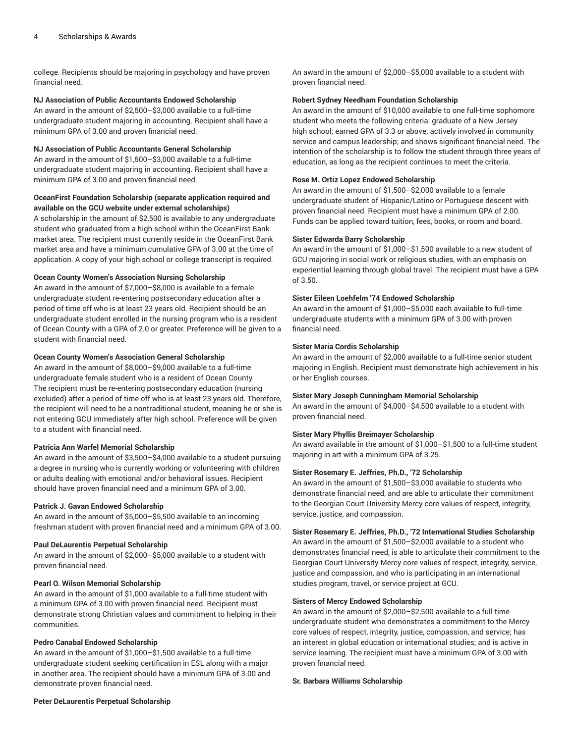college. Recipients should be majoring in psychology and have proven financial need.

**NJ Association of Public Accountants Endowed Scholarship**
An award in the amount of $2,500–$3,000 available to a full-time undergraduate student majoring in accounting. Recipient shall have a minimum GPA of 3.00 and proven financial need.

**NJ Association of Public Accountants General Scholarship**
An award in the amount of $1,500–$3,000 available to a full-time undergraduate student majoring in accounting. Recipient shall have a minimum GPA of 3.00 and proven financial need.

**OceanFirst Foundation Scholarship (separate application required and available on the GCU website under external scholarships)**
A scholarship in the amount of $2,500 is available to any undergraduate student who graduated from a high school within the OceanFirst Bank market area. The recipient must currently reside in the OceanFirst Bank market area and have a minimum cumulative GPA of 3.00 at the time of application. A copy of your high school or college transcript is required.

**Ocean County Women's Association Nursing Scholarship**
An award in the amount of $7,000–$8,000 is available to a female undergraduate student re-entering postsecondary education after a period of time off who is at least 23 years old. Recipient should be an undergraduate student enrolled in the nursing program who is a resident of Ocean County with a GPA of 2.0 or greater. Preference will be given to a student with financial need.

**Ocean County Women's Association General Scholarship**
An award in the amount of $8,000–$9,000 available to a full-time undergraduate female student who is a resident of Ocean County. The recipient must be re-entering postsecondary education (nursing excluded) after a period of time off who is at least 23 years old. Therefore, the recipient will need to be a nontraditional student, meaning he or she is not entering GCU immediately after high school. Preference will be given to a student with financial need.

**Patricia Ann Warfel Memorial Scholarship**
An award in the amount of $3,500–$4,000 available to a student pursuing a degree in nursing who is currently working or volunteering with children or adults dealing with emotional and/or behavioral issues. Recipient should have proven financial need and a minimum GPA of 3.00.

**Patrick J. Gavan Endowed Scholarship**
An award in the amount of $5,000–$5,500 available to an incoming freshman student with proven financial need and a minimum GPA of 3.00.

**Paul DeLaurentis Perpetual Scholarship**
An award in the amount of $2,000–$5,000 available to a student with proven financial need.

**Pearl O. Wilson Memorial Scholarship**
An award in the amount of $1,000 available to a full-time student with a minimum GPA of 3.00 with proven financial need. Recipient must demonstrate strong Christian values and commitment to helping in their communities.

**Pedro Canabal Endowed Scholarship**
An award in the amount of $1,000–$1,500 available to a full-time undergraduate student seeking certification in ESL along with a major in another area. The recipient should have a minimum GPA of 3.00 and demonstrate proven financial need.

**Peter DeLaurentis Perpetual Scholarship**
An award in the amount of $2,000–$5,000 available to a student with proven financial need.

**Robert Sydney Needham Foundation Scholarship**
An award in the amount of $10,000 available to one full-time sophomore student who meets the following criteria: graduate of a New Jersey high school; earned GPA of 3.3 or above; actively involved in community service and campus leadership; and shows significant financial need. The intention of the scholarship is to follow the student through three years of education, as long as the recipient continues to meet the criteria.

**Rose M. Ortiz Lopez Endowed Scholarship**
An award in the amount of $1,500–$2,000 available to a female undergraduate student of Hispanic/Latino or Portuguese descent with proven financial need. Recipient must have a minimum GPA of 2.00. Funds can be applied toward tuition, fees, books, or room and board.

**Sister Edwarda Barry Scholarship**
An award in the amount of $1,000–$1,500 available to a new student of GCU majoring in social work or religious studies, with an emphasis on experiential learning through global travel. The recipient must have a GPA of 3.50.

**Sister Eileen Loehfelm '74 Endowed Scholarship**
An award in the amount of $1,000–$5,000 each available to full-time undergraduate students with a minimum GPA of 3.00 with proven financial need.

**Sister Maria Cordis Scholarship**
An award in the amount of $2,000 available to a full-time senior student majoring in English. Recipient must demonstrate high achievement in his or her English courses.

**Sister Mary Joseph Cunningham Memorial Scholarship**
An award in the amount of $4,000–$4,500 available to a student with proven financial need.

**Sister Mary Phyllis Breimayer Scholarship**
An award available in the amount of $1,000–$1,500 to a full-time student majoring in art with a minimum GPA of 3.25.

**Sister Rosemary E. Jeffries, Ph.D., '72 Scholarship**
An award in the amount of $1,500–$3,000 available to students who demonstrate financial need, and are able to articulate their commitment to the Georgian Court University Mercy core values of respect, integrity, service, justice, and compassion.

**Sister Rosemary E. Jeffries, Ph.D., '72 International Studies Scholarship**
An award in the amount of $1,500–$2,000 available to a student who demonstrates financial need, is able to articulate their commitment to the Georgian Court University Mercy core values of respect, integrity, service, justice and compassion, and who is participating in an international studies program, travel, or service project at GCU.

**Sisters of Mercy Endowed Scholarship**
An award in the amount of $2,000–$2,500 available to a full-time undergraduate student who demonstrates a commitment to the Mercy core values of respect, integrity, justice, compassion, and service; has an interest in global education or international studies; and is active in service learning. The recipient must have a minimum GPA of 3.00 with proven financial need.

**Sr. Barbara Williams Scholarship**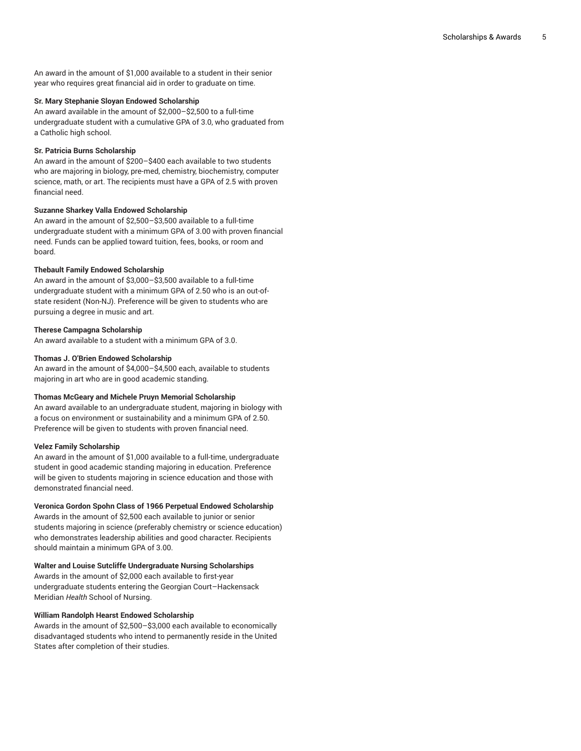An award in the amount of $1,000 available to a student in their senior year who requires great financial aid in order to graduate on time.

**Sr. Mary Stephanie Sloyan Endowed Scholarship**

An award available in the amount of $2,000–$2,500 to a full-time undergraduate student with a cumulative GPA of 3.0, who graduated from a Catholic high school.

**Sr. Patricia Burns Scholarship**

An award in the amount of $200–$400 each available to two students who are majoring in biology, pre-med, chemistry, biochemistry, computer science, math, or art. The recipients must have a GPA of 2.5 with proven financial need.

**Suzanne Sharkey Valla Endowed Scholarship**

An award in the amount of $2,500–$3,500 available to a full-time undergraduate student with a minimum GPA of 3.00 with proven financial need. Funds can be applied toward tuition, fees, books, or room and board.

**Thebault Family Endowed Scholarship**

An award in the amount of $3,000–$3,500 available to a full-time undergraduate student with a minimum GPA of 2.50 who is an out-of-state resident (Non-NJ). Preference will be given to students who are pursuing a degree in music and art.

**Therese Campagna Scholarship**

An award available to a student with a minimum GPA of 3.0.

**Thomas J. O'Brien Endowed Scholarship**

An award in the amount of $4,000–$4,500 each, available to students majoring in art who are in good academic standing.

**Thomas McGeary and Michele Pruyn Memorial Scholarship**

An award available to an undergraduate student, majoring in biology with a focus on environment or sustainability and a minimum GPA of 2.50. Preference will be given to students with proven financial need.

**Velez Family Scholarship**

An award in the amount of $1,000 available to a full-time, undergraduate student in good academic standing majoring in education. Preference will be given to students majoring in science education and those with demonstrated financial need.

**Veronica Gordon Spohn Class of 1966 Perpetual Endowed Scholarship**

Awards in the amount of $2,500 each available to junior or senior students majoring in science (preferably chemistry or science education) who demonstrates leadership abilities and good character. Recipients should maintain a minimum GPA of 3.00.

**Walter and Louise Sutcliffe Undergraduate Nursing Scholarships**

Awards in the amount of $2,000 each available to first-year undergraduate students entering the Georgian Court–Hackensack Meridian *Health* School of Nursing.

**William Randolph Hearst Endowed Scholarship**

Awards in the amount of $2,500–$3,000 each available to economically disadvantaged students who intend to permanently reside in the United States after completion of their studies.